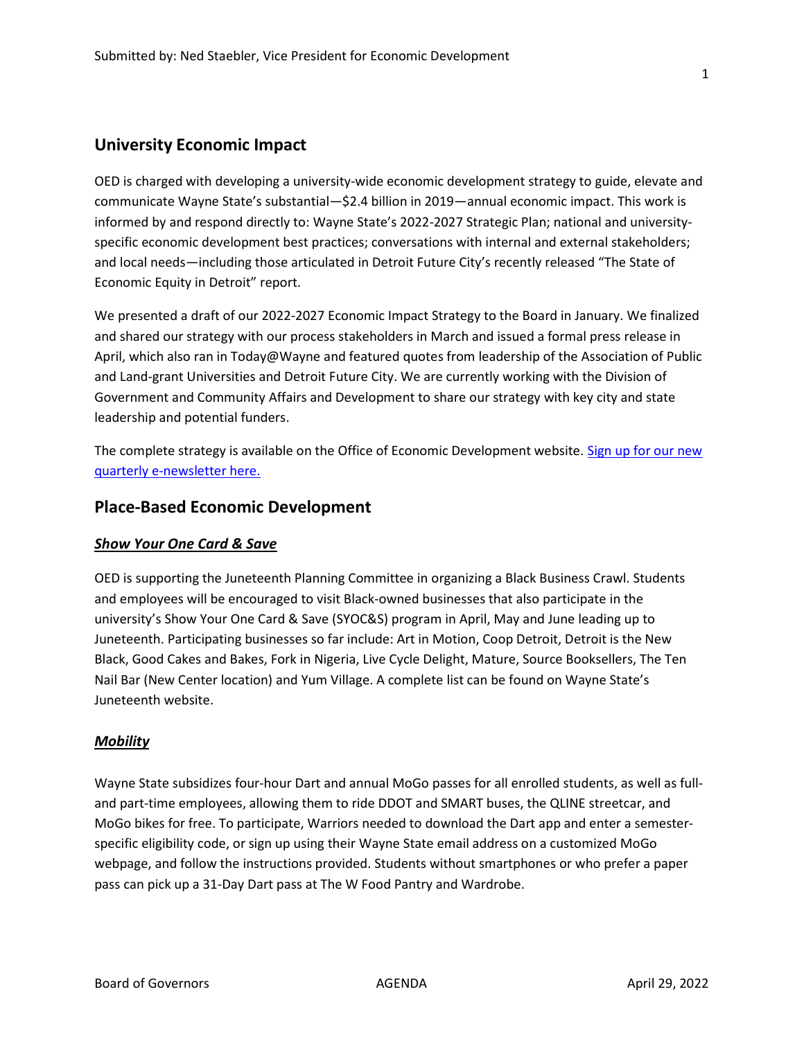Submitted by: Ned Staebler, Vice President for Economic Development

## University Economic Impact

OED is charged with developing a university-wide economic development strategy to guide, elevate and communicate Wayne State's substantial—$2.4 billion in 2019—annual economic impact. This work is informed by and respond directly to: Wayne State's 2022-2027 Strategic Plan; national and university-specific economic development best practices; conversations with internal and external stakeholders; and local needs—including those articulated in Detroit Future City's recently released "The State of Economic Equity in Detroit" report.

We presented a draft of our 2022-2027 Economic Impact Strategy to the Board in January. We finalized and shared our strategy with our process stakeholders in March and issued a formal press release in April, which also ran in Today@Wayne and featured quotes from leadership of the Association of Public and Land-grant Universities and Detroit Future City. We are currently working with the Division of Government and Community Affairs and Development to share our strategy with key city and state leadership and potential funders.

The complete strategy is available on the Office of Economic Development website. Sign up for our new quarterly e-newsletter here.

## Place-Based Economic Development

### ***Show Your One Card & Save***

OED is supporting the Juneteenth Planning Committee in organizing a Black Business Crawl. Students and employees will be encouraged to visit Black-owned businesses that also participate in the university's Show Your One Card & Save (SYOC&S) program in April, May and June leading up to Juneteenth. Participating businesses so far include: Art in Motion, Coop Detroit, Detroit is the New Black, Good Cakes and Bakes, Fork in Nigeria, Live Cycle Delight, Mature, Source Booksellers, The Ten Nail Bar (New Center location) and Yum Village. A complete list can be found on Wayne State's Juneteenth website.

### ***Mobility***

Wayne State subsidizes four-hour Dart and annual MoGo passes for all enrolled students, as well as full- and part-time employees, allowing them to ride DDOT and SMART buses, the QLINE streetcar, and MoGo bikes for free. To participate, Warriors needed to download the Dart app and enter a semester-specific eligibility code, or sign up using their Wayne State email address on a customized MoGo webpage, and follow the instructions provided. Students without smartphones or who prefer a paper pass can pick up a 31-Day Dart pass at The W Food Pantry and Wardrobe.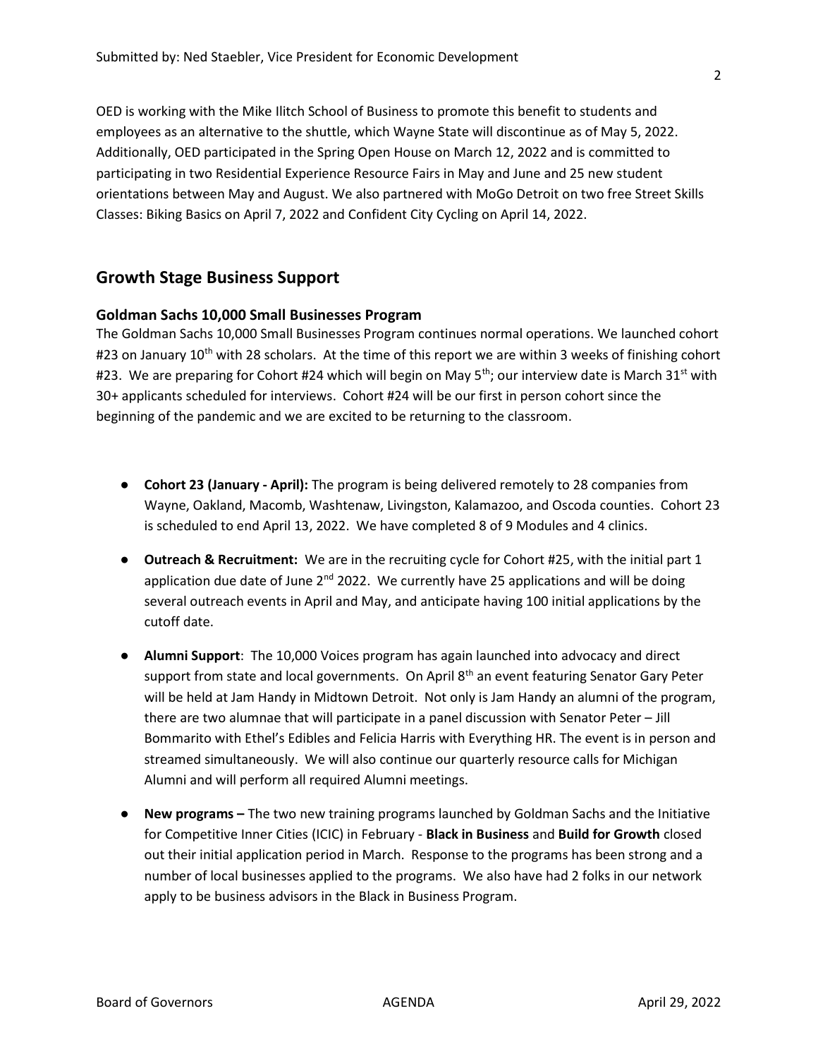OED is working with the Mike Ilitch School of Business to promote this benefit to students and employees as an alternative to the shuttle, which Wayne State will discontinue as of May 5, 2022. Additionally, OED participated in the Spring Open House on March 12, 2022 and is committed to participating in two Residential Experience Resource Fairs in May and June and 25 new student orientations between May and August. We also partnered with MoGo Detroit on two free Street Skills Classes: Biking Basics on April 7, 2022 and Confident City Cycling on April 14, 2022.

## Growth Stage Business Support

### Goldman Sachs 10,000 Small Businesses Program

The Goldman Sachs 10,000 Small Businesses Program continues normal operations. We launched cohort #23 on January 10th with 28 scholars. At the time of this report we are within 3 weeks of finishing cohort #23. We are preparing for Cohort #24 which will begin on May 5th; our interview date is March 31st with 30+ applicants scheduled for interviews. Cohort #24 will be our first in person cohort since the beginning of the pandemic and we are excited to be returning to the classroom.

- **Cohort 23 (January - April):** The program is being delivered remotely to 28 companies from Wayne, Oakland, Macomb, Washtenaw, Livingston, Kalamazoo, and Oscoda counties. Cohort 23 is scheduled to end April 13, 2022. We have completed 8 of 9 Modules and 4 clinics.
- **Outreach & Recruitment:** We are in the recruiting cycle for Cohort #25, with the initial part 1 application due date of June 2nd 2022. We currently have 25 applications and will be doing several outreach events in April and May, and anticipate having 100 initial applications by the cutoff date.
- **Alumni Support**: The 10,000 Voices program has again launched into advocacy and direct support from state and local governments. On April 8th an event featuring Senator Gary Peter will be held at Jam Handy in Midtown Detroit. Not only is Jam Handy an alumni of the program, there are two alumnae that will participate in a panel discussion with Senator Peter – Jill Bommarito with Ethel's Edibles and Felicia Harris with Everything HR. The event is in person and streamed simultaneously. We will also continue our quarterly resource calls for Michigan Alumni and will perform all required Alumni meetings.
- **New programs –** The two new training programs launched by Goldman Sachs and the Initiative for Competitive Inner Cities (ICIC) in February - **Black in Business** and **Build for Growth** closed out their initial application period in March. Response to the programs has been strong and a number of local businesses applied to the programs. We also have had 2 folks in our network apply to be business advisors in the Black in Business Program.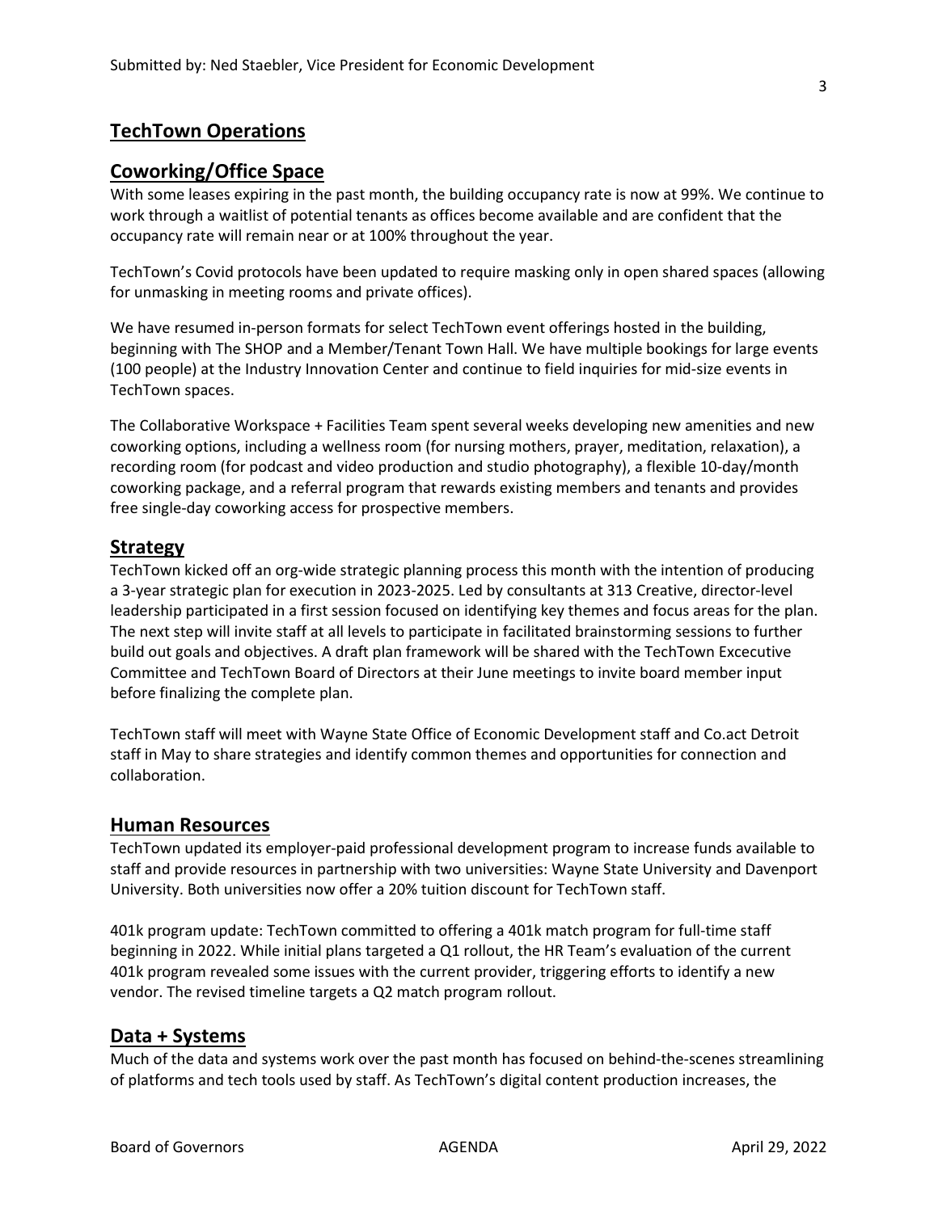## TechTown Operations

## Coworking/Office Space

With some leases expiring in the past month, the building occupancy rate is now at 99%. We continue to work through a waitlist of potential tenants as offices become available and are confident that the occupancy rate will remain near or at 100% throughout the year.

TechTown's Covid protocols have been updated to require masking only in open shared spaces (allowing for unmasking in meeting rooms and private offices).

We have resumed in-person formats for select TechTown event offerings hosted in the building, beginning with The SHOP and a Member/Tenant Town Hall. We have multiple bookings for large events (100 people) at the Industry Innovation Center and continue to field inquiries for mid-size events in TechTown spaces.

The Collaborative Workspace + Facilities Team spent several weeks developing new amenities and new coworking options, including a wellness room (for nursing mothers, prayer, meditation, relaxation), a recording room (for podcast and video production and studio photography), a flexible 10-day/month coworking package, and a referral program that rewards existing members and tenants and provides free single-day coworking access for prospective members.

## Strategy

TechTown kicked off an org-wide strategic planning process this month with the intention of producing a 3-year strategic plan for execution in 2023-2025. Led by consultants at 313 Creative, director-level leadership participated in a first session focused on identifying key themes and focus areas for the plan. The next step will invite staff at all levels to participate in facilitated brainstorming sessions to further build out goals and objectives. A draft plan framework will be shared with the TechTown Excecutive Committee and TechTown Board of Directors at their June meetings to invite board member input before finalizing the complete plan.

TechTown staff will meet with Wayne State Office of Economic Development staff and Co.act Detroit staff in May to share strategies and identify common themes and opportunities for connection and collaboration.

## Human Resources

TechTown updated its employer-paid professional development program to increase funds available to staff and provide resources in partnership with two universities: Wayne State University and Davenport University. Both universities now offer a 20% tuition discount for TechTown staff.

401k program update: TechTown committed to offering a 401k match program for full-time staff beginning in 2022. While initial plans targeted a Q1 rollout, the HR Team's evaluation of the current 401k program revealed some issues with the current provider, triggering efforts to identify a new vendor. The revised timeline targets a Q2 match program rollout.

## Data + Systems

Much of the data and systems work over the past month has focused on behind-the-scenes streamlining of platforms and tech tools used by staff. As TechTown's digital content production increases, the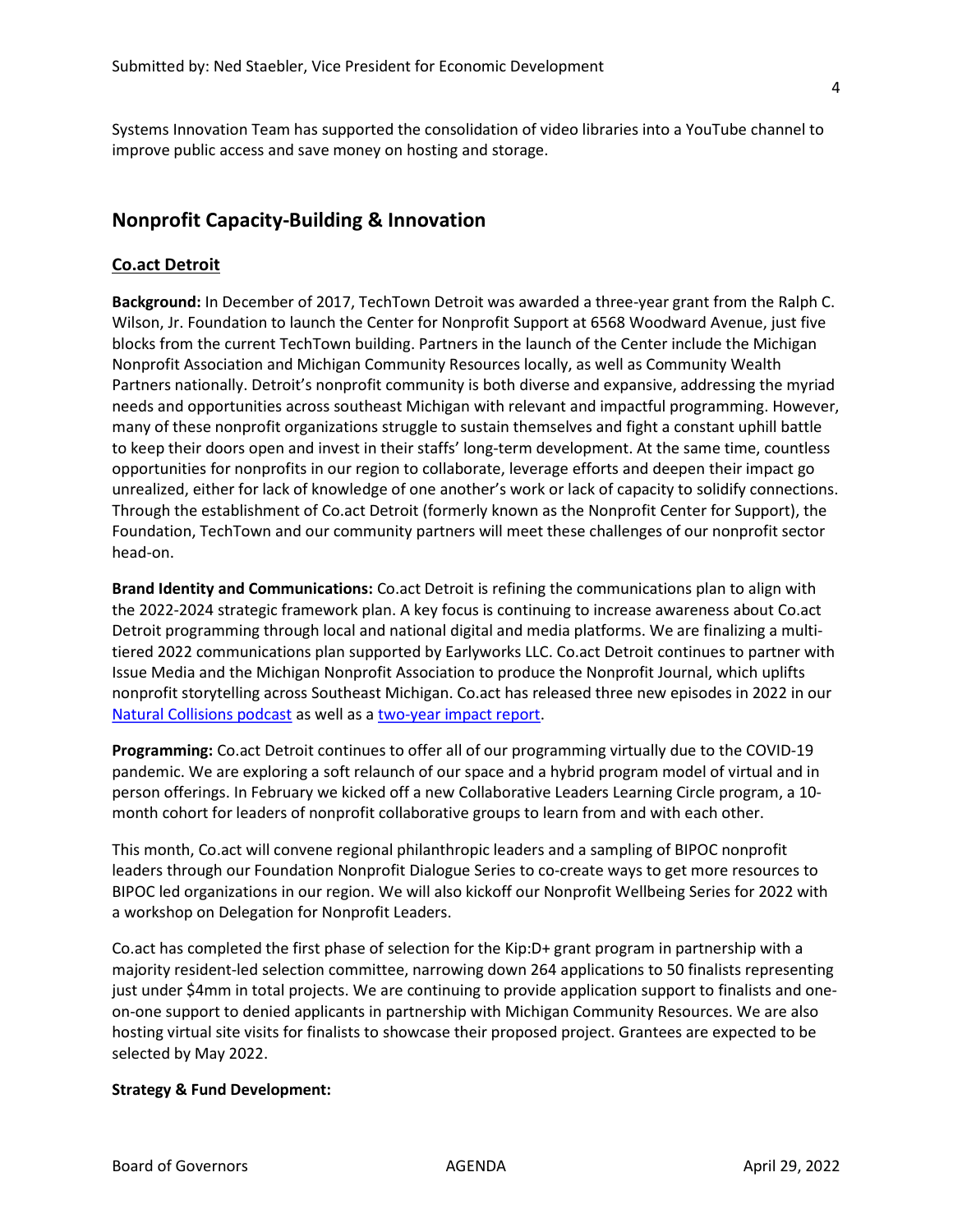Systems Innovation Team has supported the consolidation of video libraries into a YouTube channel to improve public access and save money on hosting and storage.

## Nonprofit Capacity-Building & Innovation

### Co.act Detroit

**Background:** In December of 2017, TechTown Detroit was awarded a three-year grant from the Ralph C. Wilson, Jr. Foundation to launch the Center for Nonprofit Support at 6568 Woodward Avenue, just five blocks from the current TechTown building. Partners in the launch of the Center include the Michigan Nonprofit Association and Michigan Community Resources locally, as well as Community Wealth Partners nationally. Detroit's nonprofit community is both diverse and expansive, addressing the myriad needs and opportunities across southeast Michigan with relevant and impactful programming. However, many of these nonprofit organizations struggle to sustain themselves and fight a constant uphill battle to keep their doors open and invest in their staffs' long-term development. At the same time, countless opportunities for nonprofits in our region to collaborate, leverage efforts and deepen their impact go unrealized, either for lack of knowledge of one another's work or lack of capacity to solidify connections. Through the establishment of Co.act Detroit (formerly known as the Nonprofit Center for Support), the Foundation, TechTown and our community partners will meet these challenges of our nonprofit sector head-on.

**Brand Identity and Communications:** Co.act Detroit is refining the communications plan to align with the 2022-2024 strategic framework plan. A key focus is continuing to increase awareness about Co.act Detroit programming through local and national digital and media platforms. We are finalizing a multi-tiered 2022 communications plan supported by Earlyworks LLC. Co.act Detroit continues to partner with Issue Media and the Michigan Nonprofit Association to produce the Nonprofit Journal, which uplifts nonprofit storytelling across Southeast Michigan. Co.act has released three new episodes in 2022 in our Natural Collisions podcast as well as a two-year impact report.

**Programming:** Co.act Detroit continues to offer all of our programming virtually due to the COVID-19 pandemic. We are exploring a soft relaunch of our space and a hybrid program model of virtual and in person offerings. In February we kicked off a new Collaborative Leaders Learning Circle program, a 10-month cohort for leaders of nonprofit collaborative groups to learn from and with each other.

This month, Co.act will convene regional philanthropic leaders and a sampling of BIPOC nonprofit leaders through our Foundation Nonprofit Dialogue Series to co-create ways to get more resources to BIPOC led organizations in our region. We will also kickoff our Nonprofit Wellbeing Series for 2022 with a workshop on Delegation for Nonprofit Leaders.

Co.act has completed the first phase of selection for the Kip:D+ grant program in partnership with a majority resident-led selection committee, narrowing down 264 applications to 50 finalists representing just under $4mm in total projects. We are continuing to provide application support to finalists and one-on-one support to denied applicants in partnership with Michigan Community Resources. We are also hosting virtual site visits for finalists to showcase their proposed project. Grantees are expected to be selected by May 2022.

**Strategy & Fund Development:**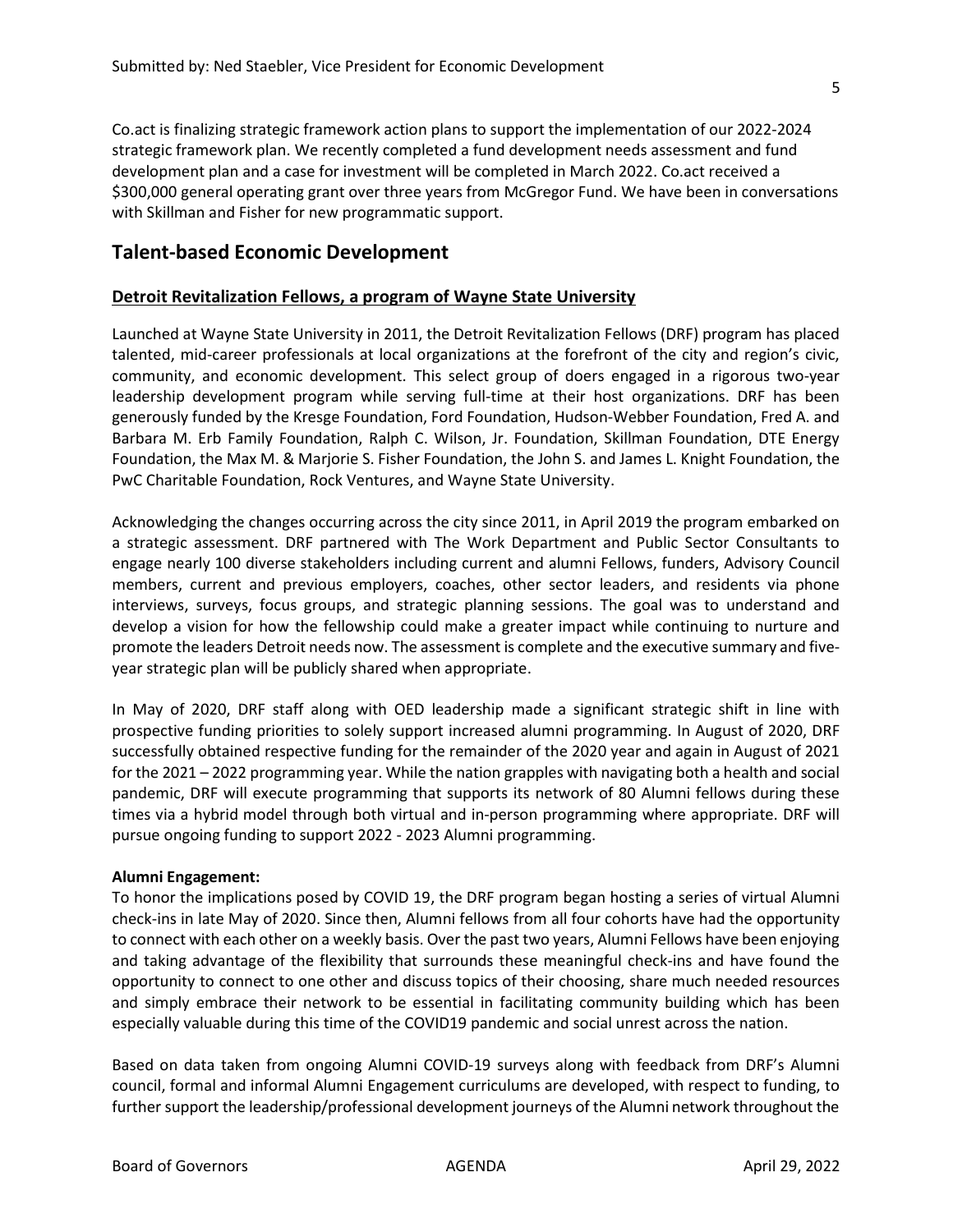Co.act is finalizing strategic framework action plans to support the implementation of our 2022-2024 strategic framework plan. We recently completed a fund development needs assessment and fund development plan and a case for investment will be completed in March 2022. Co.act received a $300,000 general operating grant over three years from McGregor Fund. We have been in conversations with Skillman and Fisher for new programmatic support.

## Talent-based Economic Development

### Detroit Revitalization Fellows, a program of Wayne State University

Launched at Wayne State University in 2011, the Detroit Revitalization Fellows (DRF) program has placed talented, mid-career professionals at local organizations at the forefront of the city and region's civic, community, and economic development. This select group of doers engaged in a rigorous two-year leadership development program while serving full-time at their host organizations. DRF has been generously funded by the Kresge Foundation, Ford Foundation, Hudson-Webber Foundation, Fred A. and Barbara M. Erb Family Foundation, Ralph C. Wilson, Jr. Foundation, Skillman Foundation, DTE Energy Foundation, the Max M. & Marjorie S. Fisher Foundation, the John S. and James L. Knight Foundation, the PwC Charitable Foundation, Rock Ventures, and Wayne State University.

Acknowledging the changes occurring across the city since 2011, in April 2019 the program embarked on a strategic assessment. DRF partnered with The Work Department and Public Sector Consultants to engage nearly 100 diverse stakeholders including current and alumni Fellows, funders, Advisory Council members, current and previous employers, coaches, other sector leaders, and residents via phone interviews, surveys, focus groups, and strategic planning sessions. The goal was to understand and develop a vision for how the fellowship could make a greater impact while continuing to nurture and promote the leaders Detroit needs now. The assessment is complete and the executive summary and five-year strategic plan will be publicly shared when appropriate.

In May of 2020, DRF staff along with OED leadership made a significant strategic shift in line with prospective funding priorities to solely support increased alumni programming. In August of 2020, DRF successfully obtained respective funding for the remainder of the 2020 year and again in August of 2021 for the 2021 – 2022 programming year. While the nation grapples with navigating both a health and social pandemic, DRF will execute programming that supports its network of 80 Alumni fellows during these times via a hybrid model through both virtual and in-person programming where appropriate. DRF will pursue ongoing funding to support 2022 - 2023 Alumni programming.

**Alumni Engagement:**
To honor the implications posed by COVID 19, the DRF program began hosting a series of virtual Alumni check-ins in late May of 2020. Since then, Alumni fellows from all four cohorts have had the opportunity to connect with each other on a weekly basis. Over the past two years, Alumni Fellows have been enjoying and taking advantage of the flexibility that surrounds these meaningful check-ins and have found the opportunity to connect to one other and discuss topics of their choosing, share much needed resources and simply embrace their network to be essential in facilitating community building which has been especially valuable during this time of the COVID19 pandemic and social unrest across the nation.

Based on data taken from ongoing Alumni COVID-19 surveys along with feedback from DRF's Alumni council, formal and informal Alumni Engagement curriculums are developed, with respect to funding, to further support the leadership/professional development journeys of the Alumni network throughout the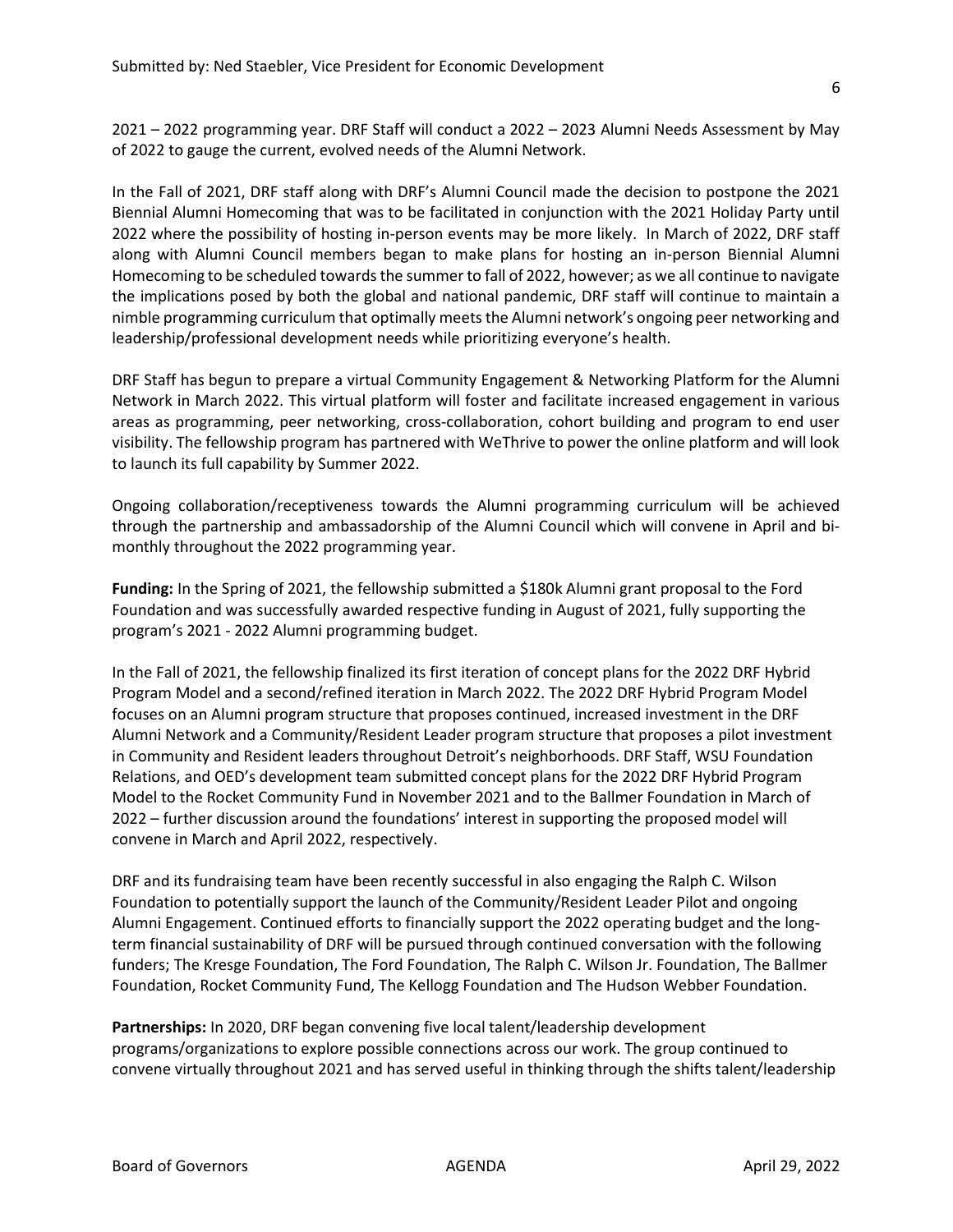2021 – 2022 programming year. DRF Staff will conduct a 2022 – 2023 Alumni Needs Assessment by May of 2022 to gauge the current, evolved needs of the Alumni Network.

In the Fall of 2021, DRF staff along with DRF's Alumni Council made the decision to postpone the 2021 Biennial Alumni Homecoming that was to be facilitated in conjunction with the 2021 Holiday Party until 2022 where the possibility of hosting in-person events may be more likely. In March of 2022, DRF staff along with Alumni Council members began to make plans for hosting an in-person Biennial Alumni Homecoming to be scheduled towards the summer to fall of 2022, however; as we all continue to navigate the implications posed by both the global and national pandemic, DRF staff will continue to maintain a nimble programming curriculum that optimally meets the Alumni network's ongoing peer networking and leadership/professional development needs while prioritizing everyone's health.

DRF Staff has begun to prepare a virtual Community Engagement & Networking Platform for the Alumni Network in March 2022. This virtual platform will foster and facilitate increased engagement in various areas as programming, peer networking, cross-collaboration, cohort building and program to end user visibility. The fellowship program has partnered with WeThrive to power the online platform and will look to launch its full capability by Summer 2022.

Ongoing collaboration/receptiveness towards the Alumni programming curriculum will be achieved through the partnership and ambassadorship of the Alumni Council which will convene in April and bi-monthly throughout the 2022 programming year.

**Funding:** In the Spring of 2021, the fellowship submitted a $180k Alumni grant proposal to the Ford Foundation and was successfully awarded respective funding in August of 2021, fully supporting the program's 2021 - 2022 Alumni programming budget.

In the Fall of 2021, the fellowship finalized its first iteration of concept plans for the 2022 DRF Hybrid Program Model and a second/refined iteration in March 2022. The 2022 DRF Hybrid Program Model focuses on an Alumni program structure that proposes continued, increased investment in the DRF Alumni Network and a Community/Resident Leader program structure that proposes a pilot investment in Community and Resident leaders throughout Detroit's neighborhoods. DRF Staff, WSU Foundation Relations, and OED's development team submitted concept plans for the 2022 DRF Hybrid Program Model to the Rocket Community Fund in November 2021 and to the Ballmer Foundation in March of 2022 – further discussion around the foundations' interest in supporting the proposed model will convene in March and April 2022, respectively.

DRF and its fundraising team have been recently successful in also engaging the Ralph C. Wilson Foundation to potentially support the launch of the Community/Resident Leader Pilot and ongoing Alumni Engagement. Continued efforts to financially support the 2022 operating budget and the long-term financial sustainability of DRF will be pursued through continued conversation with the following funders; The Kresge Foundation, The Ford Foundation, The Ralph C. Wilson Jr. Foundation, The Ballmer Foundation, Rocket Community Fund, The Kellogg Foundation and The Hudson Webber Foundation.

**Partnerships:** In 2020, DRF began convening five local talent/leadership development programs/organizations to explore possible connections across our work. The group continued to convene virtually throughout 2021 and has served useful in thinking through the shifts talent/leadership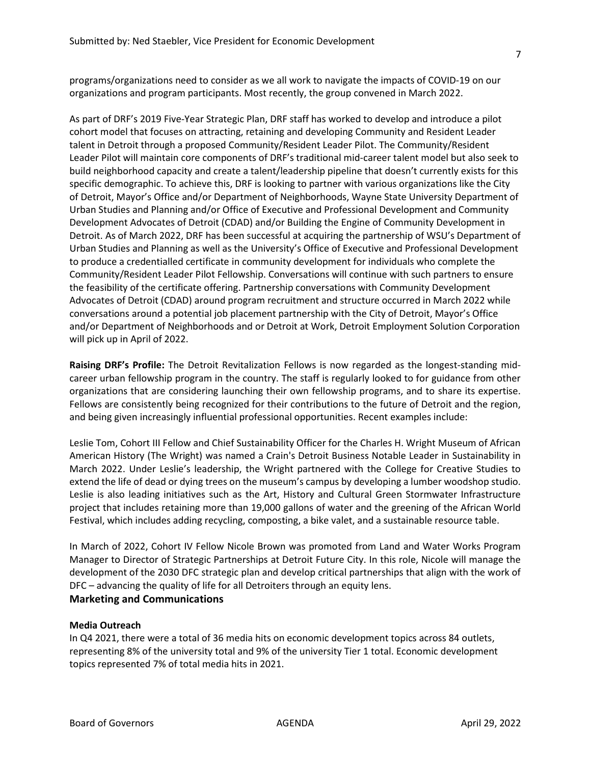programs/organizations need to consider as we all work to navigate the impacts of COVID-19 on our organizations and program participants. Most recently, the group convened in March 2022.

As part of DRF's 2019 Five-Year Strategic Plan, DRF staff has worked to develop and introduce a pilot cohort model that focuses on attracting, retaining and developing Community and Resident Leader talent in Detroit through a proposed Community/Resident Leader Pilot. The Community/Resident Leader Pilot will maintain core components of DRF's traditional mid-career talent model but also seek to build neighborhood capacity and create a talent/leadership pipeline that doesn't currently exists for this specific demographic. To achieve this, DRF is looking to partner with various organizations like the City of Detroit, Mayor's Office and/or Department of Neighborhoods, Wayne State University Department of Urban Studies and Planning and/or Office of Executive and Professional Development and Community Development Advocates of Detroit (CDAD) and/or Building the Engine of Community Development in Detroit. As of March 2022, DRF has been successful at acquiring the partnership of WSU's Department of Urban Studies and Planning as well as the University's Office of Executive and Professional Development to produce a credentialled certificate in community development for individuals who complete the Community/Resident Leader Pilot Fellowship. Conversations will continue with such partners to ensure the feasibility of the certificate offering. Partnership conversations with Community Development Advocates of Detroit (CDAD) around program recruitment and structure occurred in March 2022 while conversations around a potential job placement partnership with the City of Detroit, Mayor's Office and/or Department of Neighborhoods and or Detroit at Work, Detroit Employment Solution Corporation will pick up in April of 2022.

**Raising DRF's Profile:** The Detroit Revitalization Fellows is now regarded as the longest-standing mid-career urban fellowship program in the country. The staff is regularly looked to for guidance from other organizations that are considering launching their own fellowship programs, and to share its expertise. Fellows are consistently being recognized for their contributions to the future of Detroit and the region, and being given increasingly influential professional opportunities. Recent examples include:

Leslie Tom, Cohort III Fellow and Chief Sustainability Officer for the Charles H. Wright Museum of African American History (The Wright) was named a Crain's Detroit Business Notable Leader in Sustainability in March 2022. Under Leslie's leadership, the Wright partnered with the College for Creative Studies to extend the life of dead or dying trees on the museum's campus by developing a lumber woodshop studio. Leslie is also leading initiatives such as the Art, History and Cultural Green Stormwater Infrastructure project that includes retaining more than 19,000 gallons of water and the greening of the African World Festival, which includes adding recycling, composting, a bike valet, and a sustainable resource table.

In March of 2022, Cohort IV Fellow Nicole Brown was promoted from Land and Water Works Program Manager to Director of Strategic Partnerships at Detroit Future City. In this role, Nicole will manage the development of the 2030 DFC strategic plan and develop critical partnerships that align with the work of DFC – advancing the quality of life for all Detroiters through an equity lens.

## Marketing and Communications

### Media Outreach

In Q4 2021, there were a total of 36 media hits on economic development topics across 84 outlets, representing 8% of the university total and 9% of the university Tier 1 total. Economic development topics represented 7% of total media hits in 2021.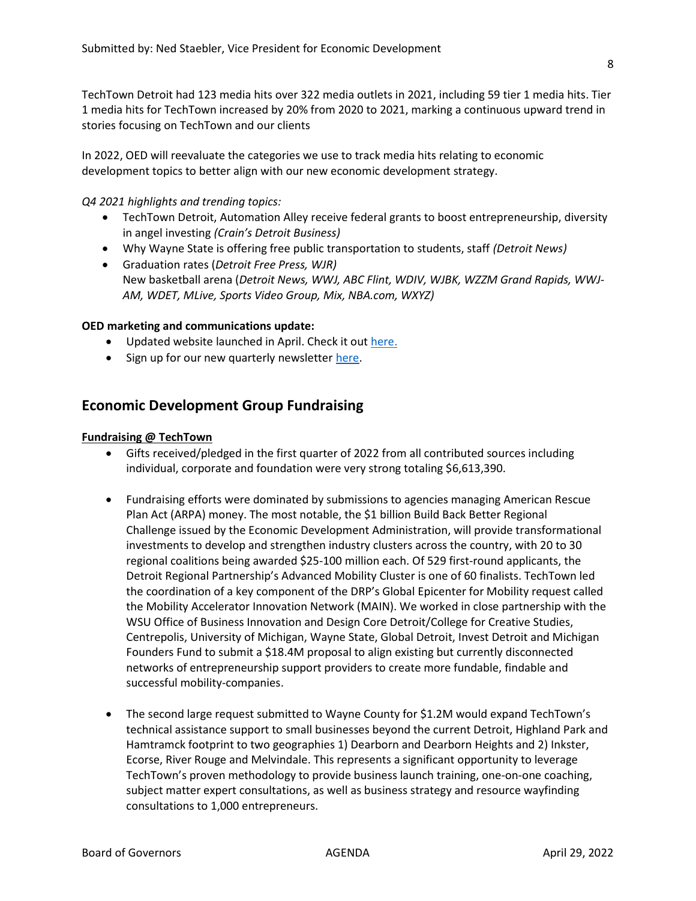TechTown Detroit had 123 media hits over 322 media outlets in 2021, including 59 tier 1 media hits. Tier 1 media hits for TechTown increased by 20% from 2020 to 2021, marking a continuous upward trend in stories focusing on TechTown and our clients

In 2022, OED will reevaluate the categories we use to track media hits relating to economic development topics to better align with our new economic development strategy.

*Q4 2021 highlights and trending topics:*

- TechTown Detroit, Automation Alley receive federal grants to boost entrepreneurship, diversity in angel investing *(Crain's Detroit Business)*
- Why Wayne State is offering free public transportation to students, staff *(Detroit News)*
- Graduation rates (*Detroit Free Press, WJR)*
  New basketball arena (*Detroit News, WWJ, ABC Flint, WDIV, WJBK, WZZM Grand Rapids, WWJ-AM, WDET, MLive, Sports Video Group, Mix, NBA.com, WXYZ)*

**OED marketing and communications update:**

- Updated website launched in April. Check it out here.
- Sign up for our new quarterly newsletter here.

## Economic Development Group Fundraising

**Fundraising @ TechTown**

- Gifts received/pledged in the first quarter of 2022 from all contributed sources including individual, corporate and foundation were very strong totaling $6,613,390.

- Fundraising efforts were dominated by submissions to agencies managing American Rescue Plan Act (ARPA) money. The most notable, the $1 billion Build Back Better Regional Challenge issued by the Economic Development Administration, will provide transformational investments to develop and strengthen industry clusters across the country, with 20 to 30 regional coalitions being awarded $25-100 million each. Of 529 first-round applicants, the Detroit Regional Partnership's Advanced Mobility Cluster is one of 60 finalists. TechTown led the coordination of a key component of the DRP's Global Epicenter for Mobility request called the Mobility Accelerator Innovation Network (MAIN). We worked in close partnership with the WSU Office of Business Innovation and Design Core Detroit/College for Creative Studies, Centrepolis, University of Michigan, Wayne State, Global Detroit, Invest Detroit and Michigan Founders Fund to submit a $18.4M proposal to align existing but currently disconnected networks of entrepreneurship support providers to create more fundable, findable and successful mobility-companies.

- The second large request submitted to Wayne County for $1.2M would expand TechTown's technical assistance support to small businesses beyond the current Detroit, Highland Park and Hamtramck footprint to two geographies 1) Dearborn and Dearborn Heights and 2) Inkster, Ecorse, River Rouge and Melvindale. This represents a significant opportunity to leverage TechTown's proven methodology to provide business launch training, one-on-one coaching, subject matter expert consultations, as well as business strategy and resource wayfinding consultations to 1,000 entrepreneurs.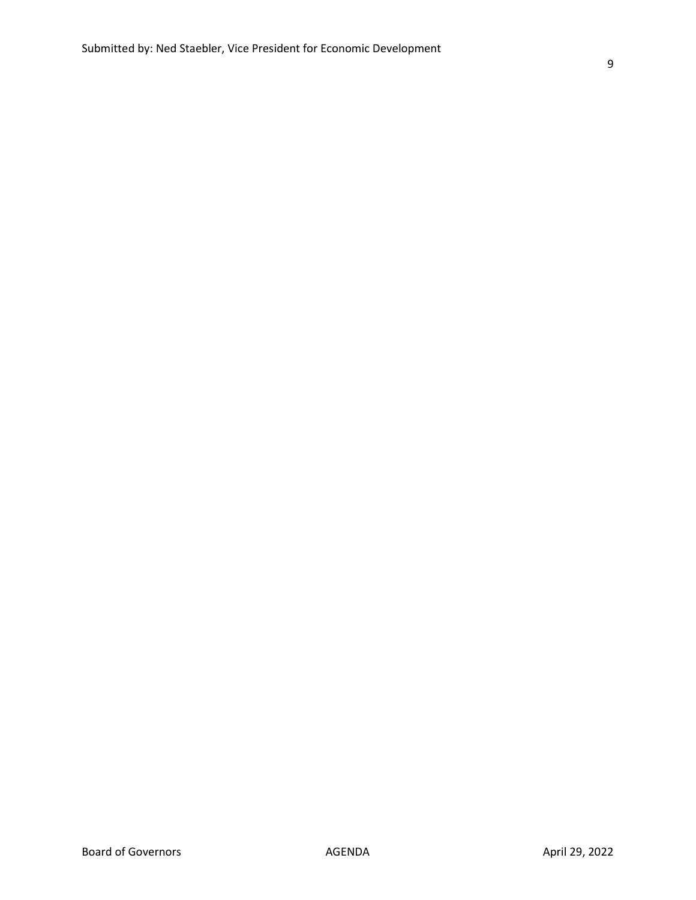Submitted by: Ned Staebler, Vice President for Economic Development